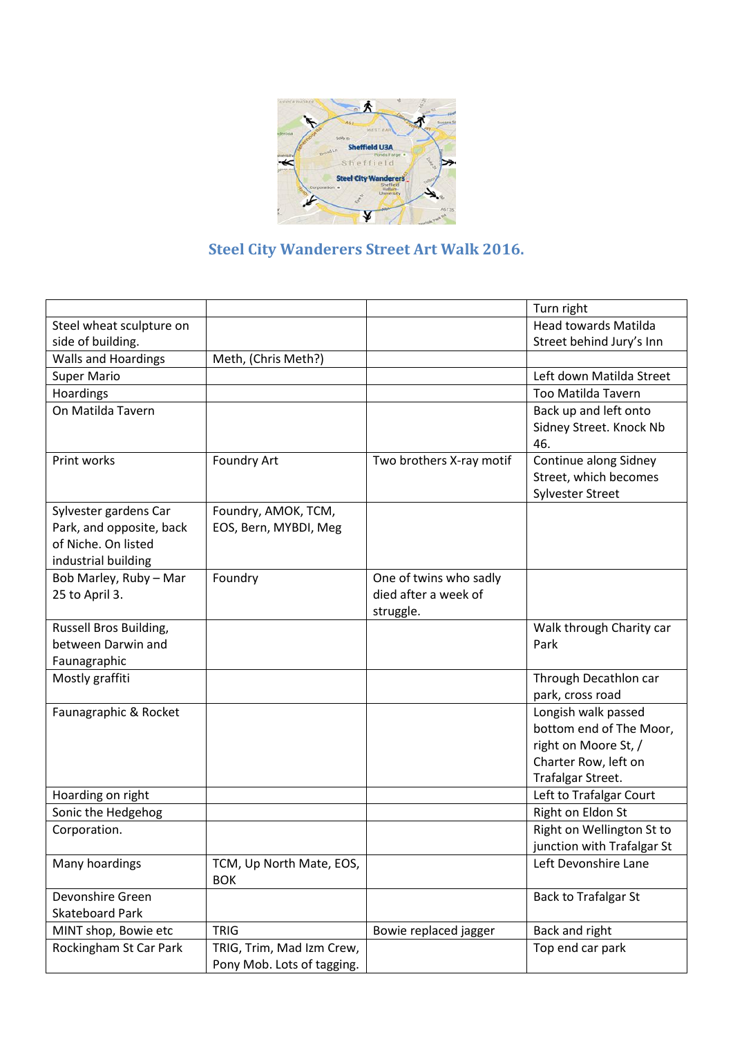## Steel City Wanderers Street Art Walk 2016.

| | | | Turn right |
|---|---|---|---|
| Steel wheat sculpture on side of building. | | | Head towards Matilda Street behind Jury's Inn |
| Walls and Hoardings | Meth, (Chris Meth?) | | |
| Super Mario | | | Left down Matilda Street |
| Hoardings | | | Too Matilda Tavern |
| On Matilda Tavern | | | Back up and left onto Sidney Street. Knock Nb 46. |
| Print works | Foundry Art | Two brothers X-ray motif | Continue along Sidney Street, which becomes Sylvester Street |
| Sylvester gardens Car Park, and opposite, back of Niche. On listed industrial building | Foundry, AMOK, TCM, EOS, Bern, MYBDI, Meg | | |
| Bob Marley, Ruby – Mar 25 to April 3. | Foundry | One of twins who sadly died after a week of struggle. | |
| Russell Bros Building, between Darwin and Faunagraphic | | | Walk through Charity car Park |
| Mostly graffiti | | | Through Decathlon car park, cross road |
| Faunagraphic & Rocket | | | Longish walk passed bottom end of The Moor, right on Moore St, / Charter Row, left on Trafalgar Street. |
| Hoarding on right | | | Left to Trafalgar Court |
| Sonic the Hedgehog | | | Right on Eldon St |
| Corporation. | | | Right on Wellington St to junction with Trafalgar St |
| Many hoardings | TCM, Up North Mate, EOS, BOK | | Left Devonshire Lane |
| Devonshire Green Skateboard Park | | | Back to Trafalgar St |
| MINT shop, Bowie etc | TRIG | Bowie replaced jagger | Back and right |
| Rockingham St Car Park | TRIG, Trim, Mad Izm Crew, Pony Mob. Lots of tagging. | | Top end car park |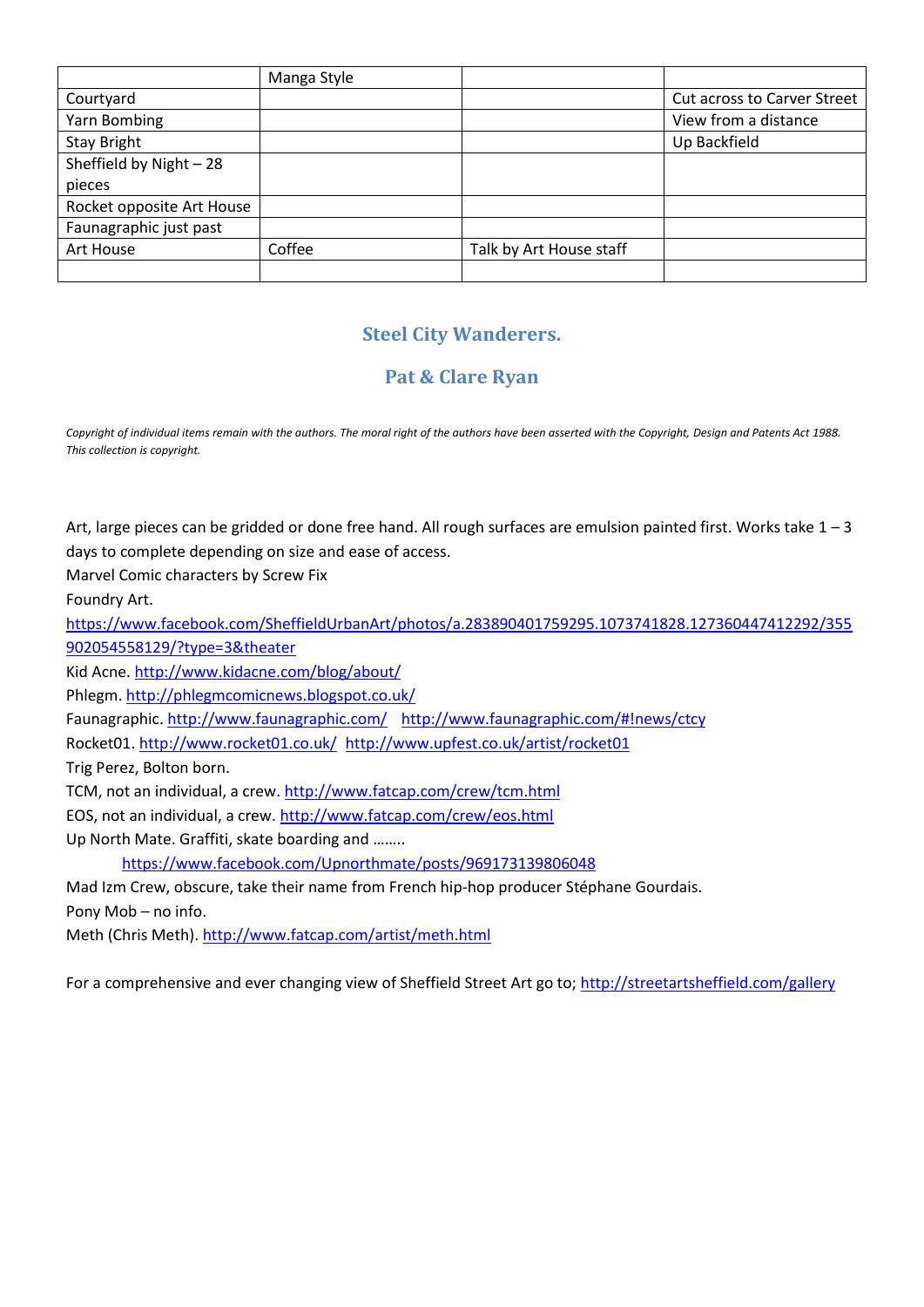| | Manga Style | | |
|---|---|---|---|
| Courtyard | | | Cut across to Carver Street |
| Yarn Bombing | | | View from a distance |
| Stay Bright | | | Up Backfield |
| Sheffield by Night – 28 pieces | | | |
| Rocket opposite Art House | | | |
| Faunagraphic just past | | | |
| Art House | Coffee | Talk by Art House staff | |
| | | | |

## Steel City Wanderers.

## Pat & Clare Ryan

*Copyright of individual items remain with the authors. The moral right of the authors have been asserted with the Copyright, Design and Patents Act 1988. This collection is copyright.*

Art, large pieces can be gridded or done free hand. All rough surfaces are emulsion painted first. Works take 1 – 3 days to complete depending on size and ease of access.

Marvel Comic characters by Screw Fix

Foundry Art.

https://www.facebook.com/SheffieldUrbanArt/photos/a.283890401759295.1073741828.127360447412292/355902054558129/?type=3&theater

Kid Acne. http://www.kidacne.com/blog/about/

Phlegm. http://phlegmcomicnews.blogspot.co.uk/

Faunagraphic. http://www.faunagraphic.com/ http://www.faunagraphic.com/#!news/ctcy

Rocket01. http://www.rocket01.co.uk/ http://www.upfest.co.uk/artist/rocket01

Trig Perez, Bolton born.

TCM, not an individual, a crew. http://www.fatcap.com/crew/tcm.html

EOS, not an individual, a crew. http://www.fatcap.com/crew/eos.html

Up North Mate. Graffiti, skate boarding and ……..

https://www.facebook.com/Upnorthmate/posts/969173139806048

Mad Izm Crew, obscure, take their name from French hip-hop producer Stéphane Gourdais.

Pony Mob – no info.

Meth (Chris Meth). http://www.fatcap.com/artist/meth.html

For a comprehensive and ever changing view of Sheffield Street Art go to; http://streetartsheffield.com/gallery